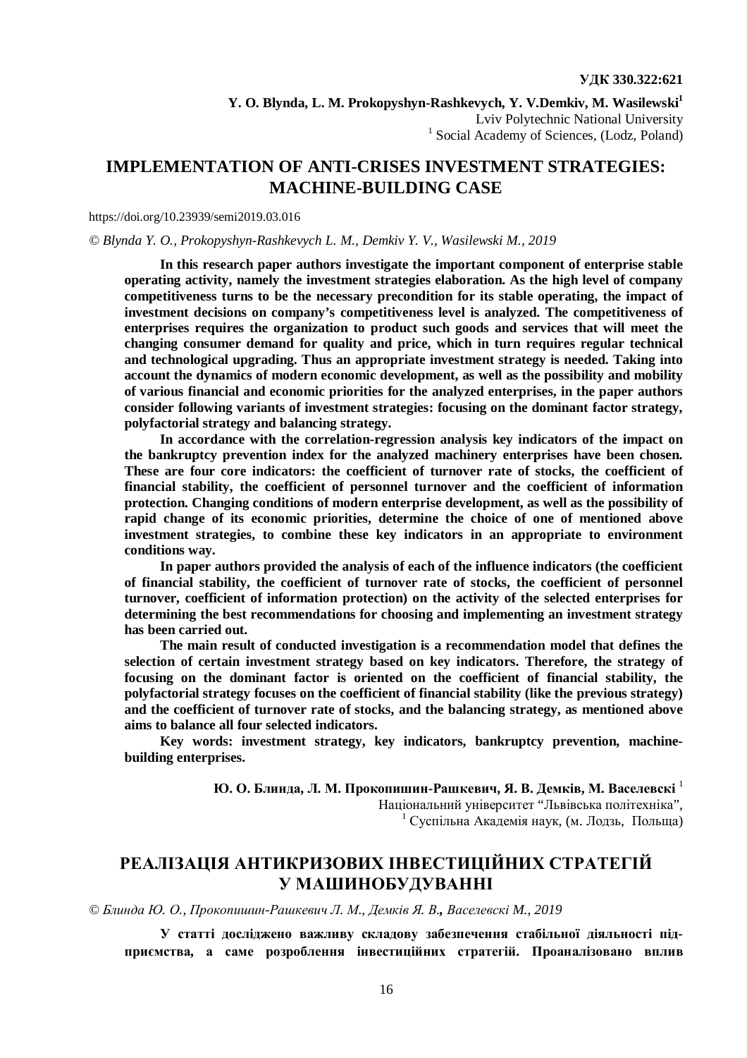**УДК 330.322:621**

**Y. O. Blynda, L. M. Prokopyshyn-Rashkevych, Y. V.Demkiv, M. Wasilewski[1]**
Lviv Polytechnic National University
[1] Social Academy of Sciences, (Lodz, Poland)

# IMPLEMENTATION OF ANTI-CRISES INVESTMENT STRATEGIES: MACHINE-BUILDING CASE

https://doi.org/10.23939/semi2019.03.016

*© Blynda Y. O., Prokopyshyn-Rashkevych L. M., Demkiv Y. V., Wasilewski M., 2019*

**In this research paper authors investigate the important component of enterprise stable operating activity, namely the investment strategies elaboration. As the high level of company competitiveness turns to be the necessary precondition for its stable operating, the impact of investment decisions on company's competitiveness level is analyzed. The competitiveness of enterprises requires the organization to product such goods and services that will meet the changing consumer demand for quality and price, which in turn requires regular technical and technological upgrading. Thus an appropriate investment strategy is needed. Taking into account the dynamics of modern economic development, as well as the possibility and mobility of various financial and economic priorities for the analyzed enterprises, in the paper authors consider following variants of investment strategies: focusing on the dominant factor strategy, polyfactorial strategy and balancing strategy.**

**In accordance with the correlation-regression analysis key indicators of the impact on the bankruptcy prevention index for the analyzed machinery enterprises have been chosen. These are four core indicators: the coefficient of turnover rate of stocks, the coefficient of financial stability, the coefficient of personnel turnover and the coefficient of information protection. Changing conditions of modern enterprise development, as well as the possibility of rapid change of its economic priorities, determine the choice of one of mentioned above investment strategies, to combine these key indicators in an appropriate to environment conditions way.**

**In paper authors provided the analysis of each of the influence indicators (the coefficient of financial stability, the coefficient of turnover rate of stocks, the coefficient of personnel turnover, coefficient of information protection) on the activity of the selected enterprises for determining the best recommendations for choosing and implementing an investment strategy has been carried out.**

**The main result of conducted investigation is a recommendation model that defines the selection of certain investment strategy based on key indicators. Therefore, the strategy of focusing on the dominant factor is oriented on the coefficient of financial stability, the polyfactorial strategy focuses on the coefficient of financial stability (like the previous strategy) and the coefficient of turnover rate of stocks, and the balancing strategy, as mentioned above aims to balance all four selected indicators.**

**Key words: investment strategy, key indicators, bankruptcy prevention, machine-building enterprises.**

**Ю. О. Блинда, Л. М. Прокопишин-Рашкевич, Я. В. Демків, М. Васелевскі** [1]
Національний університет "Львівська політехніка",
[1] Суспільна Академія наук, (м. Лодзь, Польща)

# РЕАЛІЗАЦІЯ АНТИКРИЗОВИХ ІНВЕСТИЦІЙНИХ СТРАТЕГІЙ У МАШИНОБУДУВАННІ

*© Блинда Ю. О., Прокопишин-Рашкевич Л. М., Демків Я. В., Васелевскі М., 2019*

**У статті досліджено важливу складову забезпечення стабільної діяльності підприємства, а саме розроблення інвестиційних стратегій. Проаналізовано вплив**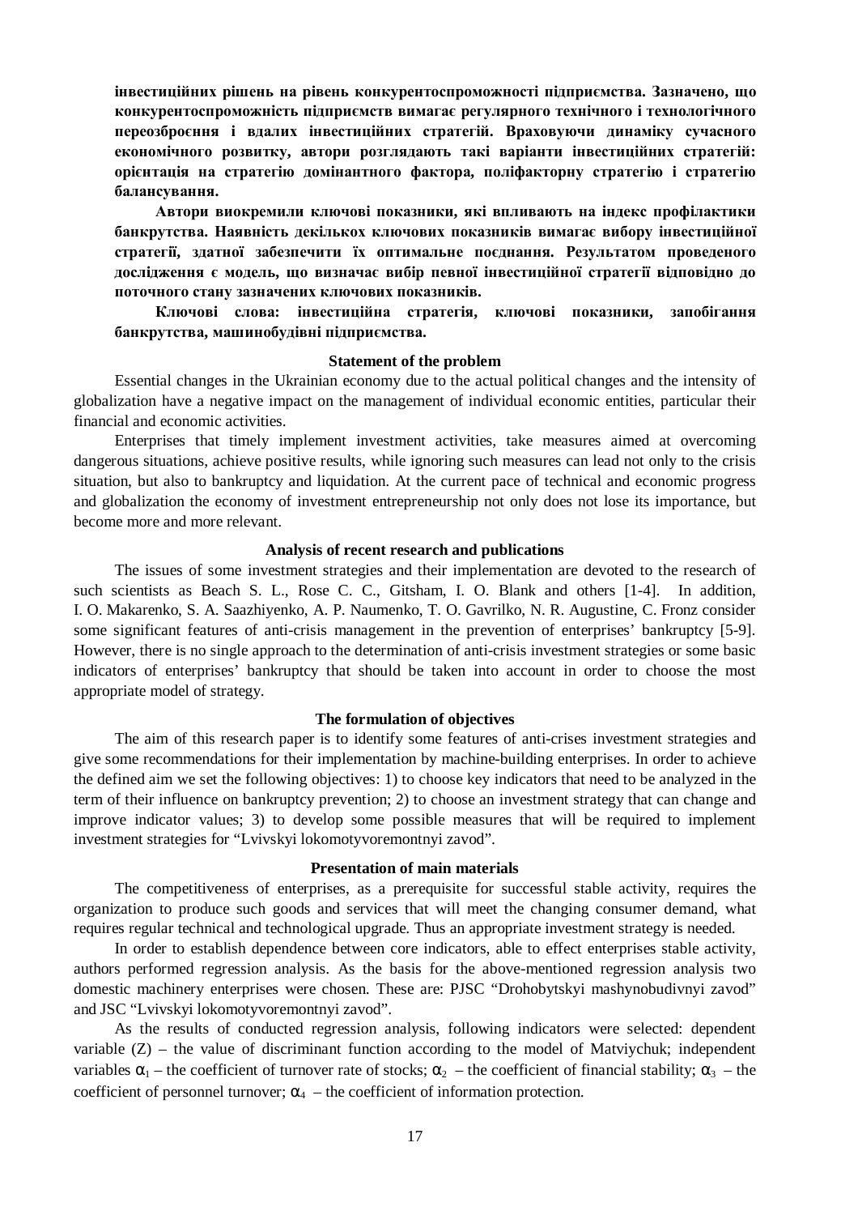**інвестиційних рішень на рівень конкурентоспроможності підприємства. Зазначено, що конкурентоспроможність підприємств вимагає регулярного технічного і технологічного переозброєння і вдалих інвестиційних стратегій. Враховуючи динаміку сучасного економічного розвитку, автори розглядають такі варіанти інвестиційних стратегій: орієнтація на стратегію домінантного фактора, поліфакторну стратегію і стратегію балансування.**

**Автори виокремили ключові показники, які впливають на індекс профілактики банкрутства. Наявність декількох ключових показників вимагає вибору інвестиційної стратегії, здатної забезпечити їх оптимальне поєднання. Результатом проведеного дослідження є модель, що визначає вибір певної інвестиційної стратегії відповідно до поточного стану зазначених ключових показників.**

**Ключові слова: інвестиційна стратегія, ключові показники, запобігання банкрутства, машинобудівні підприємства.**

## Statement of the problem

Essential changes in the Ukrainian economy due to the actual political changes and the intensity of globalization have a negative impact on the management of individual economic entities, particular their financial and economic activities.

Enterprises that timely implement investment activities, take measures aimed at overcoming dangerous situations, achieve positive results, while ignoring such measures can lead not only to the crisis situation, but also to bankruptcy and liquidation. At the current pace of technical and economic progress and globalization the economy of investment entrepreneurship not only does not lose its importance, but become more and more relevant.

## Analysis of recent research and publications

The issues of some investment strategies and their implementation are devoted to the research of such scientists as Beach S. L., Rose C. C., Gitsham, I. O. Blank and others [1-4]. In addition, I. O. Makarenko, S. A. Saazhiyenko, A. P. Naumenko, T. O. Gavrilko, N. R. Augustine, C. Fronz consider some significant features of anti-crisis management in the prevention of enterprises' bankruptcy [5-9]. However, there is no single approach to the determination of anti-crisis investment strategies or some basic indicators of enterprises' bankruptcy that should be taken into account in order to choose the most appropriate model of strategy.

## The formulation of objectives

The aim of this research paper is to identify some features of anti-crises investment strategies and give some recommendations for their implementation by machine-building enterprises. In order to achieve the defined aim we set the following objectives: 1) to choose key indicators that need to be analyzed in the term of their influence on bankruptcy prevention; 2) to choose an investment strategy that can change and improve indicator values; 3) to develop some possible measures that will be required to implement investment strategies for "Lvivskyi lokomotyvoremontnyi zavod".

## Presentation of main materials

The competitiveness of enterprises, as a prerequisite for successful stable activity, requires the organization to produce such goods and services that will meet the changing consumer demand, what requires regular technical and technological upgrade. Thus an appropriate investment strategy is needed.

In order to establish dependence between core indicators, able to effect enterprises stable activity, authors performed regression analysis. As the basis for the above-mentioned regression analysis two domestic machinery enterprises were chosen. These are: PJSC "Drohobytskyi mashynobudivnyi zavod" and JSC "Lvivskyi lokomotyvoremontnyi zavod".

As the results of conducted regression analysis, following indicators were selected: dependent variable (Z) – the value of discriminant function according to the model of Matviychuk; independent variables $\alpha_1$ – the coefficient of turnover rate of stocks; $\alpha_2$ – the coefficient of financial stability; $\alpha_3$ – the coefficient of personnel turnover; $\alpha_4$ – the coefficient of information protection.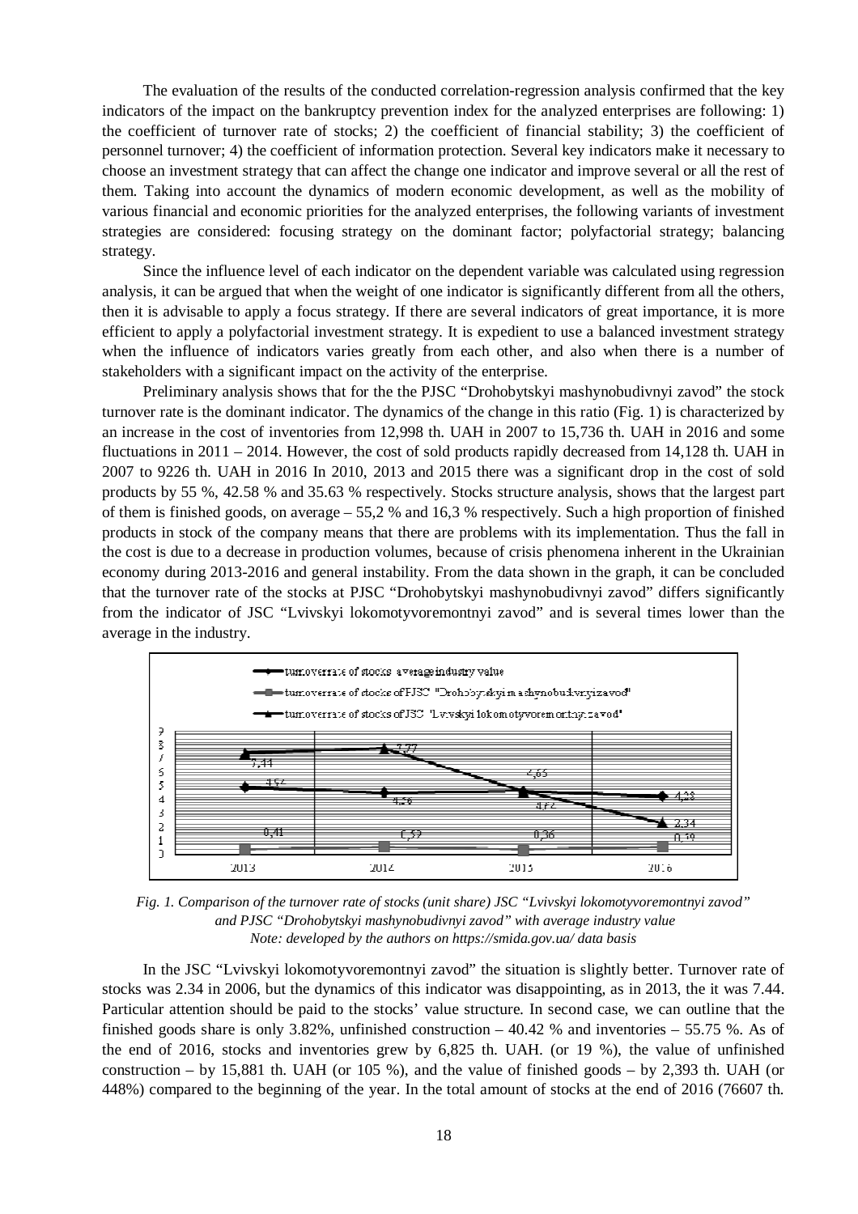The evaluation of the results of the conducted correlation-regression analysis confirmed that the key indicators of the impact on the bankruptcy prevention index for the analyzed enterprises are following: 1) the coefficient of turnover rate of stocks; 2) the coefficient of financial stability; 3) the coefficient of personnel turnover; 4) the coefficient of information protection. Several key indicators make it necessary to choose an investment strategy that can affect the change one indicator and improve several or all the rest of them. Taking into account the dynamics of modern economic development, as well as the mobility of various financial and economic priorities for the analyzed enterprises, the following variants of investment strategies are considered: focusing strategy on the dominant factor; polyfactorial strategy; balancing strategy.

Since the influence level of each indicator on the dependent variable was calculated using regression analysis, it can be argued that when the weight of one indicator is significantly different from all the others, then it is advisable to apply a focus strategy. If there are several indicators of great importance, it is more efficient to apply a polyfactorial investment strategy. It is expedient to use a balanced investment strategy when the influence of indicators varies greatly from each other, and also when there is a number of stakeholders with a significant impact on the activity of the enterprise.

Preliminary analysis shows that for the the PJSC "Drohobytskyi mashynobudivnyi zavod" the stock turnover rate is the dominant indicator. The dynamics of the change in this ratio (Fig. 1) is characterized by an increase in the cost of inventories from 12,998 th. UAH in 2007 to 15,736 th. UAH in 2016 and some fluctuations in 2011 – 2014. However, the cost of sold products rapidly decreased from 14,128 th. UAH in 2007 to 9226 th. UAH in 2016 In 2010, 2013 and 2015 there was a significant drop in the cost of sold products by 55 %, 42.58 % and 35.63 % respectively. Stocks structure analysis, shows that the largest part of them is finished goods, on average – 55,2 % and 16,3 % respectively. Such a high proportion of finished products in stock of the company means that there are problems with its implementation. Thus the fall in the cost is due to a decrease in production volumes, because of crisis phenomena inherent in the Ukrainian economy during 2013-2016 and general instability. From the data shown in the graph, it can be concluded that the turnover rate of the stocks at PJSC "Drohobytskyi mashynobudivnyi zavod" differs significantly from the indicator of JSC "Lvivskyi lokomotyvoremontnyi zavod" and is several times lower than the average in the industry.

turnoverrate of stocks average industry value
turnoverrate of stocks of PJSC "Drohobytskyi mashynobudivnyi zavod"
turnoverrate of stocks of JSC "Lvivskyi lokomotyvoremontnyi zavod"

9
8
7
6
5
4
3
2
1
0

7,44
7,77
4,65
2,34
4,97
4,56
4,72
4,28
0,41
0,53
0,36
0,39

2013
2014
2015
2016

*Fig. 1. Comparison of the turnover rate of stocks (unit share) JSC "Lvivskyi lokomotyvoremontnyi zavod" and PJSC "Drohobytskyi mashynobudivnyi zavod" with average industry value*
*Note: developed by the authors on https://smida.gov.ua/ data basis*

In the JSC "Lvivskyi lokomotyvoremontnyi zavod" the situation is slightly better. Turnover rate of stocks was 2.34 in 2006, but the dynamics of this indicator was disappointing, as in 2013, the it was 7.44. Particular attention should be paid to the stocks' value structure. In second case, we can outline that the finished goods share is only 3.82%, unfinished construction – 40.42 % and inventories – 55.75 %. As of the end of 2016, stocks and inventories grew by 6,825 th. UAH. (or 19 %), the value of unfinished construction – by 15,881 th. UAH (or 105 %), and the value of finished goods – by 2,393 th. UAH (or 448%) compared to the beginning of the year. In the total amount of stocks at the end of 2016 (76607 th.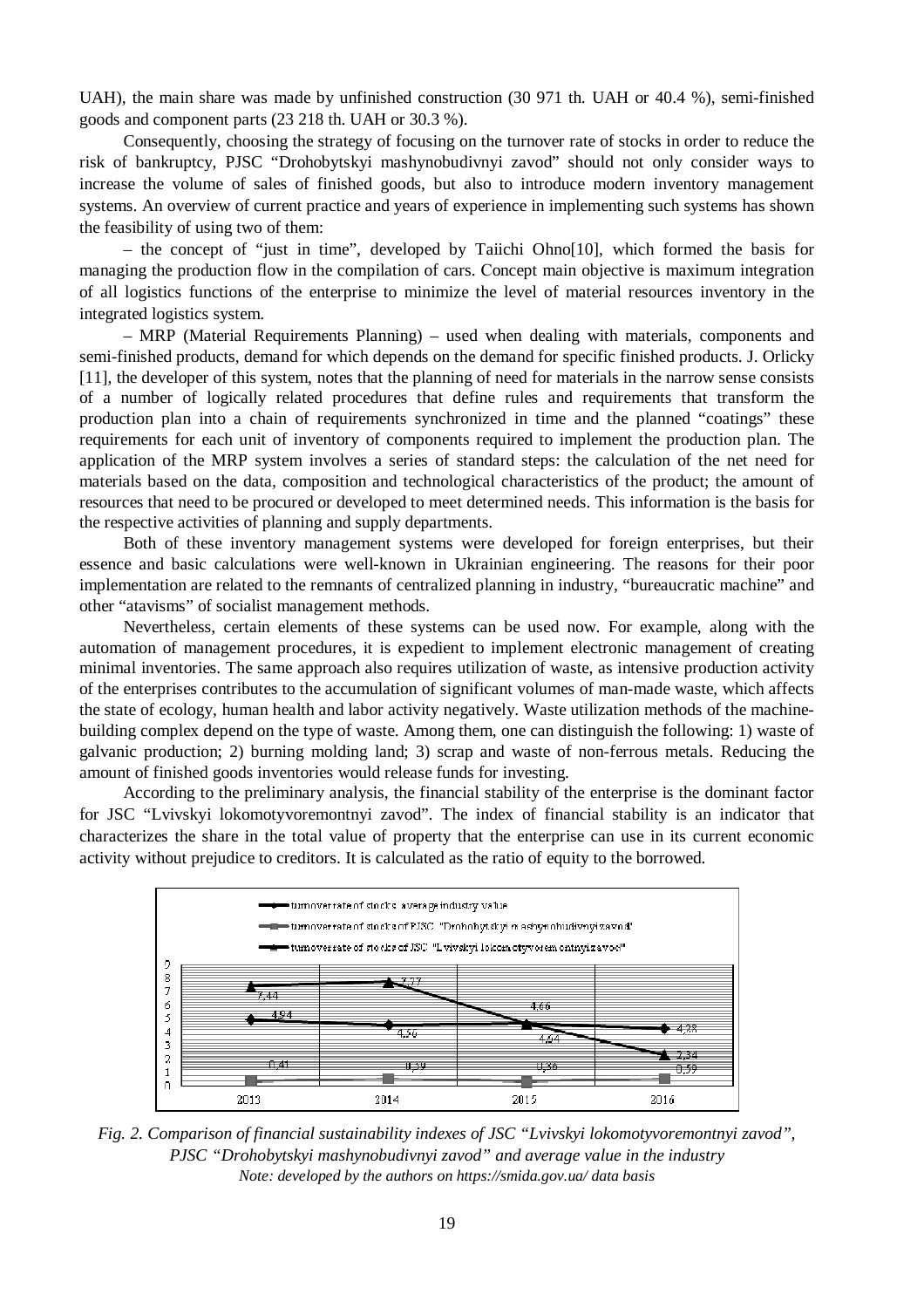UAH), the main share was made by unfinished construction (30 971 th. UAH or 40.4 %), semi-finished goods and component parts (23 218 th. UAH or 30.3 %).

Consequently, choosing the strategy of focusing on the turnover rate of stocks in order to reduce the risk of bankruptcy, PJSC "Drohobytskyi mashynobudivnyi zavod" should not only consider ways to increase the volume of sales of finished goods, but also to introduce modern inventory management systems. An overview of current practice and years of experience in implementing such systems has shown the feasibility of using two of them:

– the concept of "just in time", developed by Taiichi Ohno[10], which formed the basis for managing the production flow in the compilation of cars. Concept main objective is maximum integration of all logistics functions of the enterprise to minimize the level of material resources inventory in the integrated logistics system.

– MRP (Material Requirements Planning) – used when dealing with materials, components and semi-finished products, demand for which depends on the demand for specific finished products. J. Orlicky [11], the developer of this system, notes that the planning of need for materials in the narrow sense consists of a number of logically related procedures that define rules and requirements that transform the production plan into a chain of requirements synchronized in time and the planned "coatings" these requirements for each unit of inventory of components required to implement the production plan. The application of the MRP system involves a series of standard steps: the calculation of the net need for materials based on the data, composition and technological characteristics of the product; the amount of resources that need to be procured or developed to meet determined needs. This information is the basis for the respective activities of planning and supply departments.

Both of these inventory management systems were developed for foreign enterprises, but their essence and basic calculations were well-known in Ukrainian engineering. The reasons for their poor implementation are related to the remnants of centralized planning in industry, "bureaucratic machine" and other "atavisms" of socialist management methods.

Nevertheless, certain elements of these systems can be used now. For example, along with the automation of management procedures, it is expedient to implement electronic management of creating minimal inventories. The same approach also requires utilization of waste, as intensive production activity of the enterprises contributes to the accumulation of significant volumes of man-made waste, which affects the state of ecology, human health and labor activity negatively. Waste utilization methods of the machine-building complex depend on the type of waste. Among them, one can distinguish the following: 1) waste of galvanic production; 2) burning molding land; 3) scrap and waste of non-ferrous metals. Reducing the amount of finished goods inventories would release funds for investing.

According to the preliminary analysis, the financial stability of the enterprise is the dominant factor for JSC "Lvivskyi lokomotyvoremontnyi zavod". The index of financial stability is an indicator that characterizes the share in the total value of property that the enterprise can use in its current economic activity without prejudice to creditors. It is calculated as the ratio of equity to the borrowed.

| | 2013 | 2014 | 2015 | 2016 |
|---|---|---|---|---|
| turnover rate of stocks: average industry value | 4,94 | 4,50 | 4,66 | 4,28 |
| turnover rate of stocks of PJSC "Drohobytskyi mashynobudivnyi zavod" | 0,41 | 0,59 | 0,36 | 0,59 |
| turnover rate of stocks of JSC "Lvivskyi lokomotyvoremontnyi zavod" | 7,44 | 7,77 | 4,64 | 2,34 |

*Fig. 2. Comparison of financial sustainability indexes of JSC "Lvivskyi lokomotyvoremontnyi zavod", PJSC "Drohobytskyi mashynobudivnyi zavod" and average value in the industry*

*Note: developed by the authors on https://smida.gov.ua/ data basis*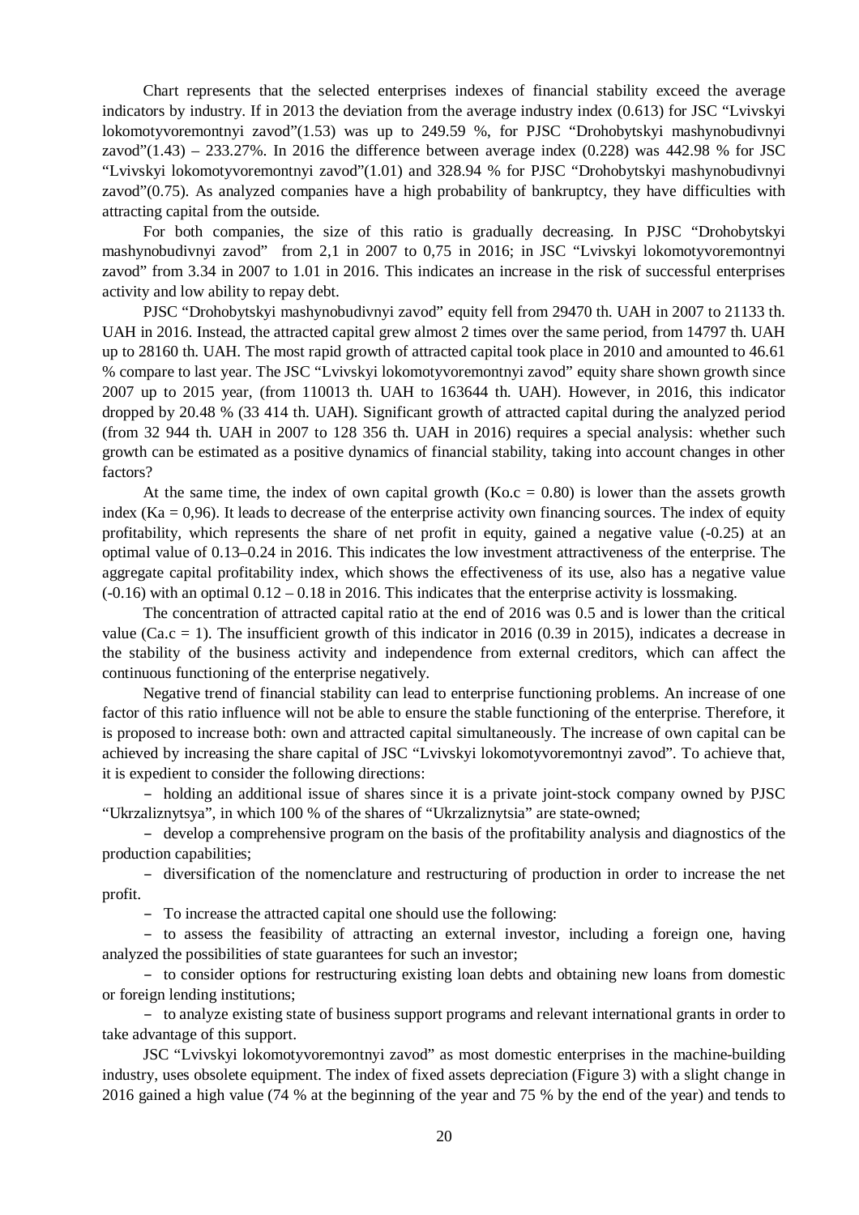Chart represents that the selected enterprises indexes of financial stability exceed the average indicators by industry. If in 2013 the deviation from the average industry index (0.613) for JSC "Lvivskyi lokomotyvoremontnyi zavod"(1.53) was up to 249.59 %, for PJSC "Drohobytskyi mashynobudivnyi zavod"(1.43) – 233.27%. In 2016 the difference between average index (0.228) was 442.98 % for JSC "Lvivskyi lokomotyvoremontnyi zavod"(1.01) and 328.94 % for PJSC "Drohobytskyi mashynobudivnyi zavod"(0.75). As analyzed companies have a high probability of bankruptcy, they have difficulties with attracting capital from the outside.

For both companies, the size of this ratio is gradually decreasing. In PJSC "Drohobytskyi mashynobudivnyi zavod" from 2,1 in 2007 to 0,75 in 2016; in JSC "Lvivskyi lokomotyvoremontnyi zavod" from 3.34 in 2007 to 1.01 in 2016. This indicates an increase in the risk of successful enterprises activity and low ability to repay debt.

PJSC "Drohobytskyi mashynobudivnyi zavod" equity fell from 29470 th. UAH in 2007 to 21133 th. UAH in 2016. Instead, the attracted capital grew almost 2 times over the same period, from 14797 th. UAH up to 28160 th. UAH. The most rapid growth of attracted capital took place in 2010 and amounted to 46.61 % compare to last year. The JSC "Lvivskyi lokomotyvoremontnyi zavod" equity share shown growth since 2007 up to 2015 year, (from 110013 th. UAH to 163644 th. UAH). However, in 2016, this indicator dropped by 20.48 % (33 414 th. UAH). Significant growth of attracted capital during the analyzed period (from 32 944 th. UAH in 2007 to 128 356 th. UAH in 2016) requires a special analysis: whether such growth can be estimated as a positive dynamics of financial stability, taking into account changes in other factors?

At the same time, the index of own capital growth ($K_{o.c} = 0.80$) is lower than the assets growth index ($K_a = 0{,}96$). It leads to decrease of the enterprise activity own financing sources. The index of equity profitability, which represents the share of net profit in equity, gained a negative value (-0.25) at an optimal value of 0.13–0.24 in 2016. This indicates the low investment attractiveness of the enterprise. The aggregate capital profitability index, which shows the effectiveness of its use, also has a negative value (-0.16) with an optimal 0.12 – 0.18 in 2016. This indicates that the enterprise activity is lossmaking.

The concentration of attracted capital ratio at the end of 2016 was 0.5 and is lower than the critical value ($C_{a.c} = 1$). The insufficient growth of this indicator in 2016 (0.39 in 2015), indicates a decrease in the stability of the business activity and independence from external creditors, which can affect the continuous functioning of the enterprise negatively.

Negative trend of financial stability can lead to enterprise functioning problems. An increase of one factor of this ratio influence will not be able to ensure the stable functioning of the enterprise. Therefore, it is proposed to increase both: own and attracted capital simultaneously. The increase of own capital can be achieved by increasing the share capital of JSC "Lvivskyi lokomotyvoremontnyi zavod". To achieve that, it is expedient to consider the following directions:

- holding an additional issue of shares since it is a private joint-stock company owned by PJSC "Ukrzaliznytsya", in which 100 % of the shares of "Ukrzaliznytsia" are state-owned;
- develop a comprehensive program on the basis of the profitability analysis and diagnostics of the production capabilities;
- diversification of the nomenclature and restructuring of production in order to increase the net profit.
- To increase the attracted capital one should use the following:
- to assess the feasibility of attracting an external investor, including a foreign one, having analyzed the possibilities of state guarantees for such an investor;
- to consider options for restructuring existing loan debts and obtaining new loans from domestic or foreign lending institutions;
- to analyze existing state of business support programs and relevant international grants in order to take advantage of this support.

JSC "Lvivskyi lokomotyvoremontnyi zavod" as most domestic enterprises in the machine-building industry, uses obsolete equipment. The index of fixed assets depreciation (Figure 3) with a slight change in 2016 gained a high value (74 % at the beginning of the year and 75 % by the end of the year) and tends to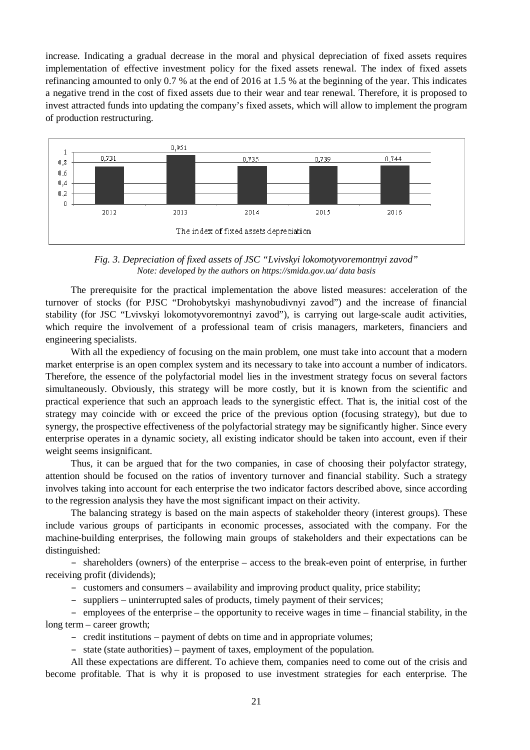increase. Indicating a gradual decrease in the moral and physical depreciation of fixed assets requires implementation of effective investment policy for the fixed assets renewal. The index of fixed assets refinancing amounted to only 0.7 % at the end of 2016 at 1.5 % at the beginning of the year. This indicates a negative trend in the cost of fixed assets due to their wear and tear renewal. Therefore, it is proposed to invest attracted funds into updating the company's fixed assets, which will allow to implement the program of production restructuring.

1
0,8
0,6
0,4
0,2
0

0,731
0,951
0,735
0,739
0,744

2012
2013
2014
2015
2016

The index of fixed assets depreciation

*Fig. 3. Depreciation of fixed assets of JSC "Lvivskyi lokomotyvoremontnyi zavod"*
*Note: developed by the authors on https://smida.gov.ua/ data basis*

The prerequisite for the practical implementation the above listed measures: acceleration of the turnover of stocks (for PJSC "Drohobytskyi mashynobudivnyi zavod") and the increase of financial stability (for JSC "Lvivskyi lokomotyvoremontnyi zavod"), is carrying out large-scale audit activities, which require the involvement of a professional team of crisis managers, marketers, financiers and engineering specialists.

With all the expediency of focusing on the main problem, one must take into account that a modern market enterprise is an open complex system and its necessary to take into account a number of indicators. Therefore, the essence of the polyfactorial model lies in the investment strategy focus on several factors simultaneously. Obviously, this strategy will be more costly, but it is known from the scientific and practical experience that such an approach leads to the synergistic effect. That is, the initial cost of the strategy may coincide with or exceed the price of the previous option (focusing strategy), but due to synergy, the prospective effectiveness of the polyfactorial strategy may be significantly higher. Since every enterprise operates in a dynamic society, all existing indicator should be taken into account, even if their weight seems insignificant.

Thus, it can be argued that for the two companies, in case of choosing their polyfactor strategy, attention should be focused on the ratios of inventory turnover and financial stability. Such a strategy involves taking into account for each enterprise the two indicator factors described above, since according to the regression analysis they have the most significant impact on their activity.

The balancing strategy is based on the main aspects of stakeholder theory (interest groups). These include various groups of participants in economic processes, associated with the company. For the machine-building enterprises, the following main groups of stakeholders and their expectations can be distinguished:

- shareholders (owners) of the enterprise – access to the break-even point of enterprise, in further receiving profit (dividends);
- customers and consumers – availability and improving product quality, price stability;
- suppliers – uninterrupted sales of products, timely payment of their services;
- employees of the enterprise – the opportunity to receive wages in time – financial stability, in the long term – career growth;
- credit institutions – payment of debts on time and in appropriate volumes;
- state (state authorities) – payment of taxes, employment of the population.

All these expectations are different. To achieve them, companies need to come out of the crisis and become profitable. That is why it is proposed to use investment strategies for each enterprise. The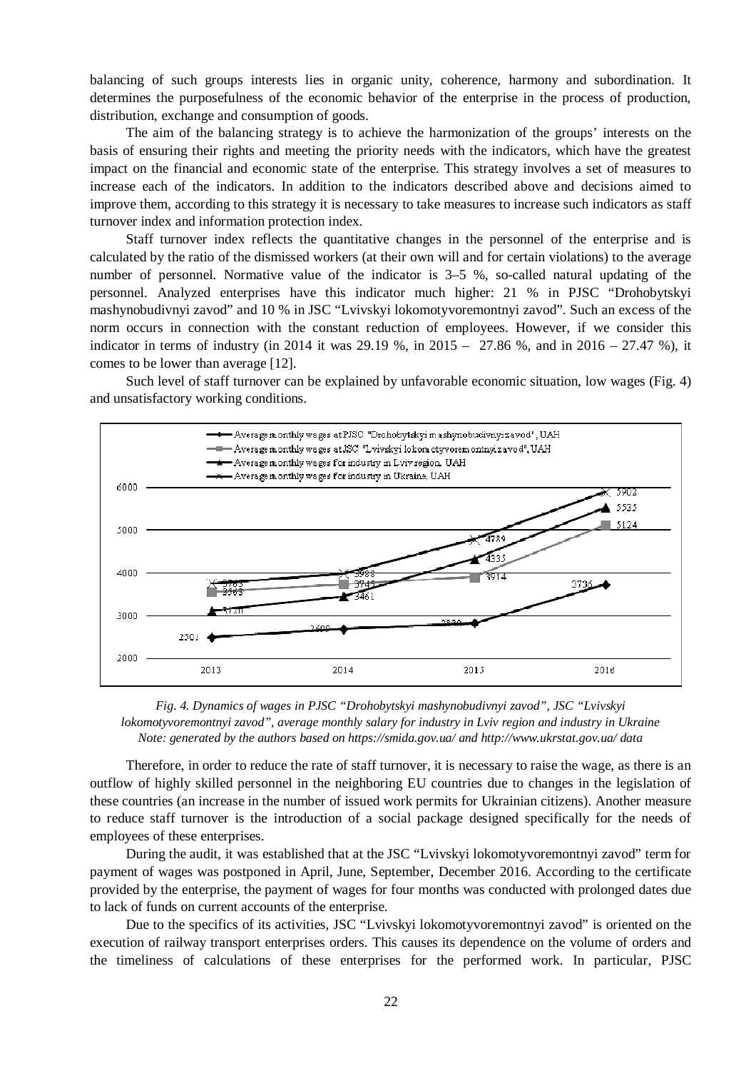balancing of such groups interests lies in organic unity, coherence, harmony and subordination. It determines the purposefulness of the economic behavior of the enterprise in the process of production, distribution, exchange and consumption of goods.

The aim of the balancing strategy is to achieve the harmonization of the groups' interests on the basis of ensuring their rights and meeting the priority needs with the indicators, which have the greatest impact on the financial and economic state of the enterprise. This strategy involves a set of measures to increase each of the indicators. In addition to the indicators described above and decisions aimed to improve them, according to this strategy it is necessary to take measures to increase such indicators as staff turnover index and information protection index.

Staff turnover index reflects the quantitative changes in the personnel of the enterprise and is calculated by the ratio of the dismissed workers (at their own will and for certain violations) to the average number of personnel. Normative value of the indicator is 3–5 %, so-called natural updating of the personnel. Analyzed enterprises have this indicator much higher: 21 % in PJSC "Drohobytskyi mashynobudivnyi zavod" and 10 % in JSC "Lvivskyi lokomotyvoremontnyi zavod". Such an excess of the norm occurs in connection with the constant reduction of employees. However, if we consider this indicator in terms of industry (in 2014 it was 29.19 %, in 2015 – 27.86 %, and in 2016 – 27.47 %), it comes to be lower than average [12].

Such level of staff turnover can be explained by unfavorable economic situation, low wages (Fig. 4) and unsatisfactory working conditions.

Average monthly wages at PJSC "Drohobytskyi mashynobudivnyi zavod", UAH
Average monthly wages at JSC "Lvivskyi lokomotyvoremontnyi zavod", UAH
Average monthly wages for industry in Lviv region, UAH
Average monthly wages for industry in Ukraine, UAH

6000
5000
4000
3000
2000

2013
2014
2015
2016

3763
3563
3120
2501
3988
3745
3461
2690
4789
4335
3914
2830
5902
5535
5124
3736

*Fig. 4. Dynamics of wages in PJSC "Drohobytskyi mashynobudivnyi zavod", JSC "Lvivskyi lokomotyvoremontnyi zavod", average monthly salary for industry in Lviv region and industry in Ukraine*
*Note: generated by the authors based on https://smida.gov.ua/ and http://www.ukrstat.gov.ua/ data*

Therefore, in order to reduce the rate of staff turnover, it is necessary to raise the wage, as there is an outflow of highly skilled personnel in the neighboring EU countries due to changes in the legislation of these countries (an increase in the number of issued work permits for Ukrainian citizens). Another measure to reduce staff turnover is the introduction of a social package designed specifically for the needs of employees of these enterprises.

During the audit, it was established that at the JSC "Lvivskyi lokomotyvoremontnyi zavod" term for payment of wages was postponed in April, June, September, December 2016. According to the certificate provided by the enterprise, the payment of wages for four months was conducted with prolonged dates due to lack of funds on current accounts of the enterprise.

Due to the specifics of its activities, JSC "Lvivskyi lokomotyvoremontnyi zavod" is oriented on the execution of railway transport enterprises orders. This causes its dependence on the volume of orders and the timeliness of calculations of these enterprises for the performed work. In particular, PJSC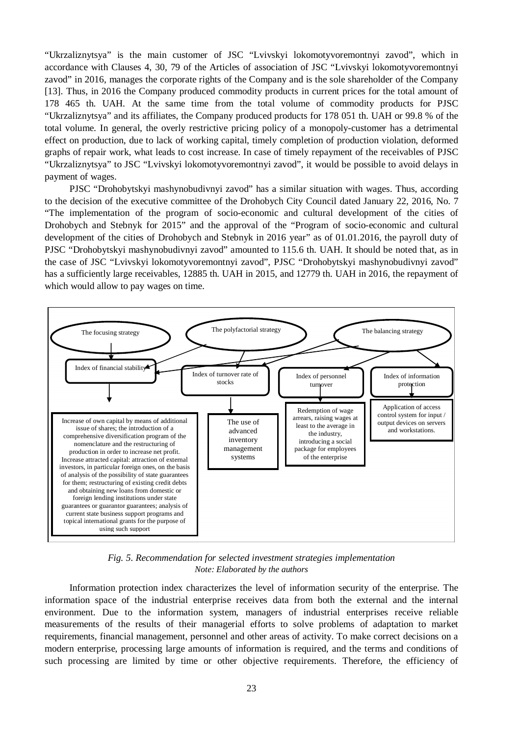"Ukrzaliznytsya" is the main customer of JSC "Lvivskyi lokomotyvoremontnyi zavod", which in accordance with Clauses 4, 30, 79 of the Articles of association of JSC "Lvivskyi lokomotyvoremontnyi zavod" in 2016, manages the corporate rights of the Company and is the sole shareholder of the Company [13]. Thus, in 2016 the Company produced commodity products in current prices for the total amount of 178 465 th. UAH. At the same time from the total volume of commodity products for PJSC "Ukrzaliznytsya" and its affiliates, the Company produced products for 178 051 th. UAH or 99.8 % of the total volume. In general, the overly restrictive pricing policy of a monopoly-customer has a detrimental effect on production, due to lack of working capital, timely completion of production violation, deformed graphs of repair work, what leads to cost increase. In case of timely repayment of the receivables of PJSC "Ukrzaliznytsya" to JSC "Lvivskyi lokomotyvoremontnyi zavod", it would be possible to avoid delays in payment of wages.

PJSC "Drohobytskyi mashynobudivnyi zavod" has a similar situation with wages. Thus, according to the decision of the executive committee of the Drohobych City Council dated January 22, 2016, No. 7 "The implementation of the program of socio-economic and cultural development of the cities of Drohobych and Stebnyk for 2015" and the approval of the "Program of socio-economic and cultural development of the cities of Drohobych and Stebnyk in 2016 year" as of 01.01.2016, the payroll duty of PJSC "Drohobytskyi mashynobudivnyi zavod" amounted to 115.6 th. UAH. It should be noted that, as in the case of JSC "Lvivskyi lokomotyvoremontnyi zavod", PJSC "Drohobytskyi mashynobudivnyi zavod" has a sufficiently large receivables, 12885 th. UAH in 2015, and 12779 th. UAH in 2016, the repayment of which would allow to pay wages on time.

The focusing strategy

The polyfactorial strategy

The balancing strategy

Index of financial stability

Index of turnover rate of stocks

Index of personnel turnover

Index of information protection

Increase of own capital by means of additional issue of shares; the introduction of a comprehensive diversification program of the nomenclature and the restructuring of production in order to increase net profit. Increase attracted capital: attraction of external investors, in particular foreign ones, on the basis of analysis of the possibility of state guarantees for them; restructuring of existing credit debts and obtaining new loans from domestic or foreign lending institutions under state guarantees or guarantor guarantees; analysis of current state business support programs and topical international grants for the purpose of using such support

The use of advanced inventory management systems

Redemption of wage arrears, raising wages at least to the average in the industry, introducing a social package for employees of the enterprise

Application of access control system for input / output devices on servers and workstations.

*Fig. 5. Recommendation for selected investment strategies implementation*
*Note: Elaborated by the authors*

Information protection index characterizes the level of information security of the enterprise. The information space of the industrial enterprise receives data from both the external and the internal environment. Due to the information system, managers of industrial enterprises receive reliable measurements of the results of their managerial efforts to solve problems of adaptation to market requirements, financial management, personnel and other areas of activity. To make correct decisions on a modern enterprise, processing large amounts of information is required, and the terms and conditions of such processing are limited by time or other objective requirements. Therefore, the efficiency of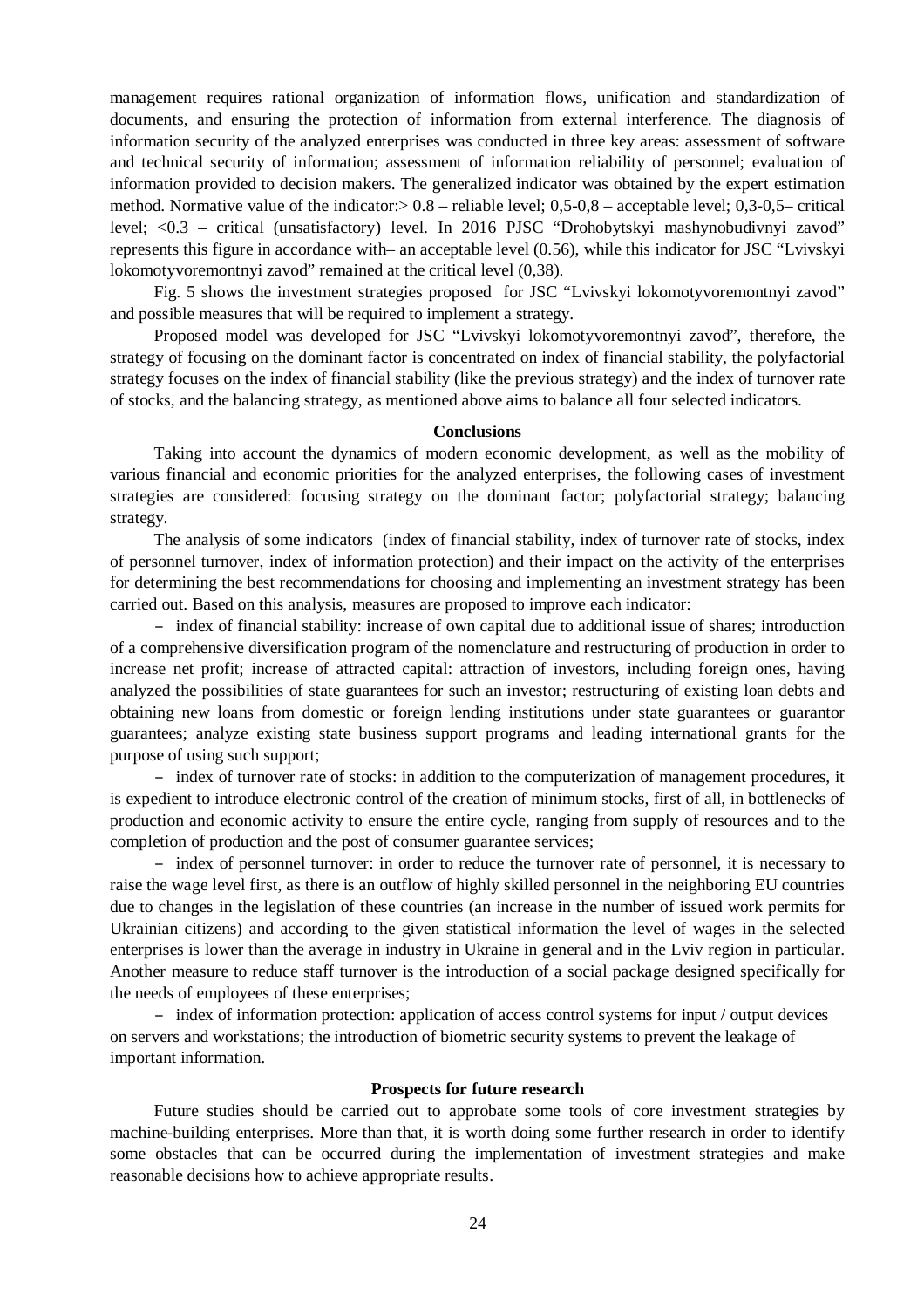management requires rational organization of information flows, unification and standardization of documents, and ensuring the protection of information from external interference. The diagnosis of information security of the analyzed enterprises was conducted in three key areas: assessment of software and technical security of information; assessment of information reliability of personnel; evaluation of information provided to decision makers. The generalized indicator was obtained by the expert estimation method. Normative value of the indicator:> 0.8 – reliable level; 0,5-0,8 – acceptable level; 0,3-0,5– critical level; <0.3 – critical (unsatisfactory) level. In 2016 PJSC "Drohobytskyi mashynobudivnyi zavod" represents this figure in accordance with– an acceptable level (0.56), while this indicator for JSC "Lvivskyi lokomotyvoremontnyi zavod" remained at the critical level (0,38).

Fig. 5 shows the investment strategies proposed for JSC "Lvivskyi lokomotyvoremontnyi zavod" and possible measures that will be required to implement a strategy.

Proposed model was developed for JSC "Lvivskyi lokomotyvoremontnyi zavod", therefore, the strategy of focusing on the dominant factor is concentrated on index of financial stability, the polyfactorial strategy focuses on the index of financial stability (like the previous strategy) and the index of turnover rate of stocks, and the balancing strategy, as mentioned above aims to balance all four selected indicators.

## Conclusions

Taking into account the dynamics of modern economic development, as well as the mobility of various financial and economic priorities for the analyzed enterprises, the following cases of investment strategies are considered: focusing strategy on the dominant factor; polyfactorial strategy; balancing strategy.

The analysis of some indicators (index of financial stability, index of turnover rate of stocks, index of personnel turnover, index of information protection) and their impact on the activity of the enterprises for determining the best recommendations for choosing and implementing an investment strategy has been carried out. Based on this analysis, measures are proposed to improve each indicator:

- index of financial stability: increase of own capital due to additional issue of shares; introduction of a comprehensive diversification program of the nomenclature and restructuring of production in order to increase net profit; increase of attracted capital: attraction of investors, including foreign ones, having analyzed the possibilities of state guarantees for such an investor; restructuring of existing loan debts and obtaining new loans from domestic or foreign lending institutions under state guarantees or guarantor guarantees; analyze existing state business support programs and leading international grants for the purpose of using such support;
- index of turnover rate of stocks: in addition to the computerization of management procedures, it is expedient to introduce electronic control of the creation of minimum stocks, first of all, in bottlenecks of production and economic activity to ensure the entire cycle, ranging from supply of resources and to the completion of production and the post of consumer guarantee services;
- index of personnel turnover: in order to reduce the turnover rate of personnel, it is necessary to raise the wage level first, as there is an outflow of highly skilled personnel in the neighboring EU countries due to changes in the legislation of these countries (an increase in the number of issued work permits for Ukrainian citizens) and according to the given statistical information the level of wages in the selected enterprises is lower than the average in industry in Ukraine in general and in the Lviv region in particular. Another measure to reduce staff turnover is the introduction of a social package designed specifically for the needs of employees of these enterprises;
- index of information protection: application of access control systems for input / output devices on servers and workstations; the introduction of biometric security systems to prevent the leakage of important information.

## Prospects for future research

Future studies should be carried out to approbate some tools of core investment strategies by machine-building enterprises. More than that, it is worth doing some further research in order to identify some obstacles that can be occurred during the implementation of investment strategies and make reasonable decisions how to achieve appropriate results.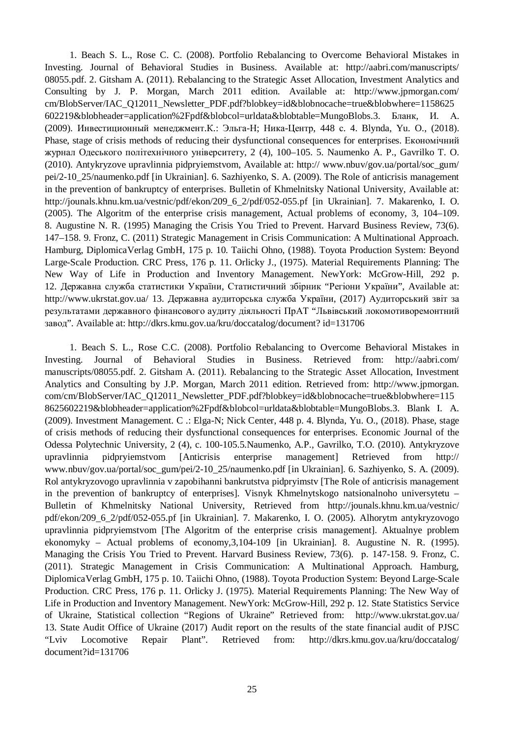1. Beach S. L., Rose C. C. (2008). Portfolio Rebalancing to Overcome Behavioral Mistakes in Investing. Journal of Behavioral Studies in Business. Available at: http://aabri.com/manuscripts/08055.pdf. 2. Gitsham A. (2011). Rebalancing to the Strategic Asset Allocation, Investment Analytics and Consulting by J. P. Morgan, March 2011 edition. Available at: http://www.jpmorgan.com/cm/BlobServer/IAC_Q12011_Newsletter_PDF.pdf?blobkey=id&blobnocache=true&blobwhere=1158625602219&blobheader=application%2Fpdf&blobcol=urldata&blobtable=MungoBlobs.3. Бланк, И. А. (2009). Инвестиционный менеджмент.К.: Эльга-Н; Ника-Центр, 448 с. 4. Blynda, Yu. O., (2018). Phase, stage of crisis methods of reducing their dysfunctional consequences for enterprises. Економічний журнал Одеського політехнічного університету, 2 (4), 100–105. 5. Naumenko A. P., Gavrilko T. O. (2010). Antykryzove upravlinnia pidpryiemstvom, Available at: http:// www.nbuv/gov.ua/portal/soc_gum/pei/2-10_25/naumenko.pdf [in Ukrainian]. 6. Sazhiyenko, S. A. (2009). The Role of anticrisis management in the prevention of bankruptcy of enterprises. Bulletin of Khmelnitsky National University, Available at: http://jounals.khnu.km.ua/vestnic/pdf/ekon/209_6_2/pdf/052-055.pf [in Ukrainian]. 7. Makarenko, I. O. (2005). The Algoritm of the enterprise crisis management, Actual problems of economy, 3, 104–109. 8. Augustine N. R. (1995) Managing the Crisis You Tried to Prevent. Harvard Business Review, 73(6). 147–158. 9. Fronz, C. (2011) Strategic Management in Crisis Communication: A Multinational Approach. Hamburg, DiplomicaVerlag GmbH, 175 p. 10. Taiichi Ohno, (1988). Toyota Production System: Beyond Large-Scale Production. CRC Press, 176 p. 11. Orlicky J., (1975). Material Requirements Planning: The New Way of Life in Production and Inventory Management. NewYork: McGrow-Hill, 292 p. 12. Державна служба статистики України, Статистичний збірник "Регіони України", Available at: http://www.ukrstat.gov.ua/ 13. Державна аудиторська служба України, (2017) Аудиторський звіт за результатами державного фінансового аудиту діяльності ПрАТ "Львівський локомотиворемонтний завод". Available at: http://dkrs.kmu.gov.ua/kru/doccatalog/document? id=131706

1. Beach S. L., Rose C.C. (2008). Portfolio Rebalancing to Overcome Behavioral Mistakes in Investing. Journal of Behavioral Studies in Business. Retrieved from: http://aabri.com/manuscripts/08055.pdf. 2. Gitsham A. (2011). Rebalancing to the Strategic Asset Allocation, Investment Analytics and Consulting by J.P. Morgan, March 2011 edition. Retrieved from: http://www.jpmorgan.com/cm/BlobServer/IAC_Q12011_Newsletter_PDF.pdf?blobkey=id&blobnocache=true&blobwhere=1158625602219&blobheader=application%2Fpdf&blobcol=urldata&blobtable=MungoBlobs.3. Blank I. A. (2009). Investment Management. C .: Elga-N; Nick Center, 448 p. 4. Blynda, Yu. O., (2018). Phase, stage of crisis methods of reducing their dysfunctional consequences for enterprises. Economic Journal of the Odessa Polytechnic University, 2 (4), c. 100-105.5.Naumenko, A.P., Gavrilko, T.O. (2010). Antykryzove upravlinnia pidpryiemstvom [Anticrisis enterprise management] Retrieved from http:// www.nbuv/gov.ua/portal/soc_gum/pei/2-10_25/naumenko.pdf [in Ukrainian]. 6. Sazhiyenko, S. A. (2009). Rol antykryzovogo upravlinnia v zapobihanni bankrutstva pidpryimstv [The Role of anticrisis management in the prevention of bankruptcy of enterprises]. Visnyk Khmelnytskogo natsionalnoho universytetu – Bulletin of Khmelnitsky National University, Retrieved from http://jounals.khnu.km.ua/vestnic/pdf/ekon/209_6_2/pdf/052-055.pf [in Ukrainian]. 7. Makarenko, I. O. (2005). Alhorytm antykryzovogo upravlinnia pidpryiemstvom [The Algoritm of the enterprise crisis management]. Aktualnye problem ekonomyky – Actual problems of economy,3,104-109 [in Ukrainian]. 8. Augustine N. R. (1995). Managing the Crisis You Tried to Prevent. Harvard Business Review, 73(6). p. 147-158. 9. Fronz, C. (2011). Strategic Management in Crisis Communication: A Multinational Approach. Hamburg, DiplomicaVerlag GmbH, 175 p. 10. Taiichi Ohno, (1988). Toyota Production System: Beyond Large-Scale Production. CRC Press, 176 p. 11. Orlicky J. (1975). Material Requirements Planning: The New Way of Life in Production and Inventory Management. NewYork: McGrow-Hill, 292 p. 12. State Statistics Service of Ukraine, Statistical collection "Regions of Ukraine" Retrieved from: http://www.ukrstat.gov.ua/ 13. State Audit Office of Ukraine (2017) Audit report on the results of the state financial audit of PJSC "Lviv Locomotive Repair Plant". Retrieved from: http://dkrs.kmu.gov.ua/kru/doccatalog/document?id=131706